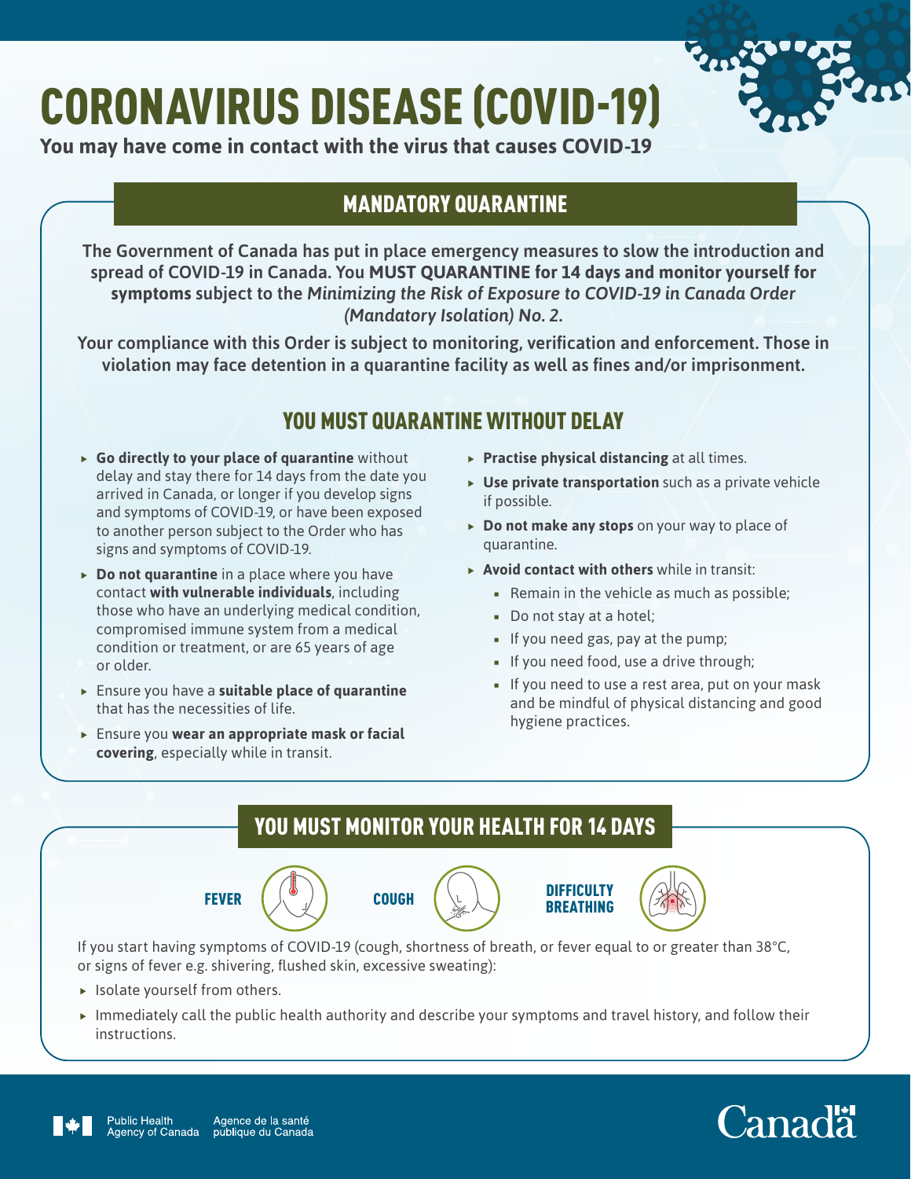# CORONAVIRUS DISEASE (COVID-19)

**You may have come in contact with the virus that causes COVID-19**

## MANDATORY QUARANTINE

**The Government of Canada has put in place emergency measures to slow the introduction and spread of COVID-19 in Canada. You MUST QUARANTINE for 14 days and monitor yourself for symptoms subject to the *Minimizing the Risk of Exposure to COVID-19 in Canada Order (Mandatory Isolation) No. 2.***

**Your compliance with this Order is subject to monitoring, verification and enforcement. Those in violation may face detention in a quarantine facility as well as fines and/or imprisonment.**

## YOU MUST QUARANTINE WITHOUT DELAY

- **Go directly to your place of quarantine** without delay and stay there for 14 days from the date you arrived in Canada, or longer if you develop signs and symptoms of COVID-19, or have been exposed to another person subject to the Order who has signs and symptoms of COVID-19.
- **Do not quarantine** in a place where you have contact **with vulnerable individuals**, including those who have an underlying medical condition, compromised immune system from a medical condition or treatment, or are 65 years of age or older.
- Ensure you have a **suitable place of quarantine** that has the necessities of life.
- Ensure you **wear an appropriate mask or facial covering**, especially while in transit.
- **Practise physical distancing** at all times.
- **Use private transportation** such as a private vehicle if possible.
- **Do not make any stops** on your way to place of quarantine.
- **Avoid contact with others** while in transit:
  - Remain in the vehicle as much as possible;
  - Do not stay at a hotel;
  - If you need gas, pay at the pump;
  - If you need food, use a drive through;
  - If you need to use a rest area, put on your mask and be mindful of physical distancing and good hygiene practices.

## YOU MUST MONITOR YOUR HEALTH FOR 14 DAYS

**FEVER** **COUGH** **DIFFICULTY BREATHING**

If you start having symptoms of COVID-19 (cough, shortness of breath, or fever equal to or greater than 38°C, or signs of fever e.g. shivering, flushed skin, excessive sweating):

- Isolate yourself from others.
- Immediately call the public health authority and describe your symptoms and travel history, and follow their instructions.

Public Health Agency of Canada / Agence de la santé publique du Canada

Canada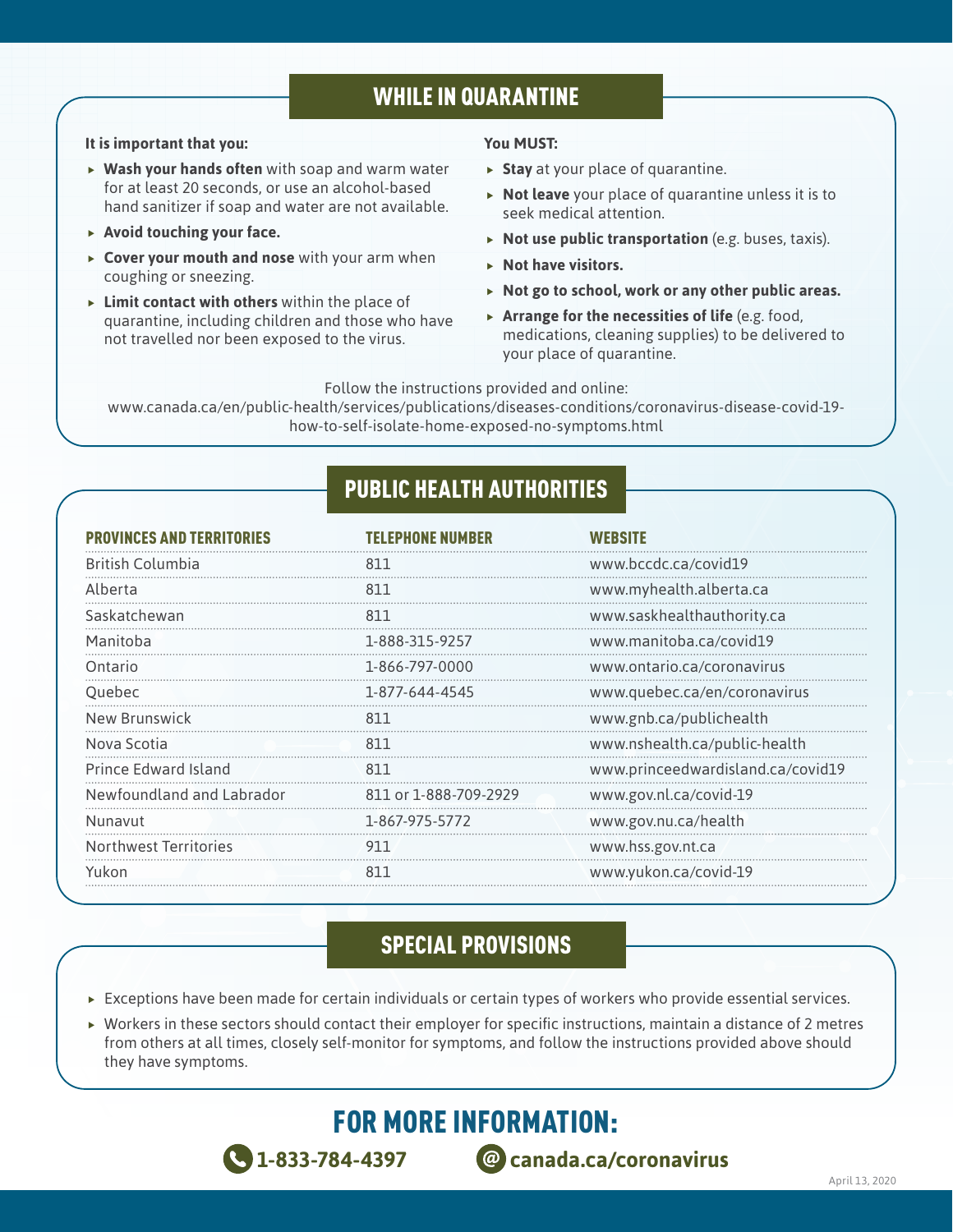## WHILE IN QUARANTINE

**It is important that you:**

- **Wash your hands often** with soap and warm water for at least 20 seconds, or use an alcohol-based hand sanitizer if soap and water are not available.
- **Avoid touching your face.**
- **Cover your mouth and nose** with your arm when coughing or sneezing.
- **Limit contact with others** within the place of quarantine, including children and those who have not travelled nor been exposed to the virus.

**You MUST:**

- **Stay** at your place of quarantine.
- **Not leave** your place of quarantine unless it is to seek medical attention.
- **Not use public transportation** (e.g. buses, taxis).
- **Not have visitors.**
- **Not go to school, work or any other public areas.**
- **Arrange for the necessities of life** (e.g. food, medications, cleaning supplies) to be delivered to your place of quarantine.

Follow the instructions provided and online:
www.canada.ca/en/public-health/services/publications/diseases-conditions/coronavirus-disease-covid-19-how-to-self-isolate-home-exposed-no-symptoms.html

## PUBLIC HEALTH AUTHORITIES

| PROVINCES AND TERRITORIES | TELEPHONE NUMBER | WEBSITE |
|---|---|---|
| British Columbia | 811 | www.bccdc.ca/covid19 |
| Alberta | 811 | www.myhealth.alberta.ca |
| Saskatchewan | 811 | www.saskhealthauthority.ca |
| Manitoba | 1-888-315-9257 | www.manitoba.ca/covid19 |
| Ontario | 1-866-797-0000 | www.ontario.ca/coronavirus |
| Quebec | 1-877-644-4545 | www.quebec.ca/en/coronavirus |
| New Brunswick | 811 | www.gnb.ca/publichealth |
| Nova Scotia | 811 | www.nshealth.ca/public-health |
| Prince Edward Island | 811 | www.princeedwardisland.ca/covid19 |
| Newfoundland and Labrador | 811 or 1-888-709-2929 | www.gov.nl.ca/covid-19 |
| Nunavut | 1-867-975-5772 | www.gov.nu.ca/health |
| Northwest Territories | 911 | www.hss.gov.nt.ca |
| Yukon | 811 | www.yukon.ca/covid-19 |

## SPECIAL PROVISIONS

- Exceptions have been made for certain individuals or certain types of workers who provide essential services.
- Workers in these sectors should contact their employer for specific instructions, maintain a distance of 2 metres from others at all times, closely self-monitor for symptoms, and follow the instructions provided above should they have symptoms.

## FOR MORE INFORMATION:

**1-833-784-4397** **canada.ca/coronavirus**

April 13, 2020